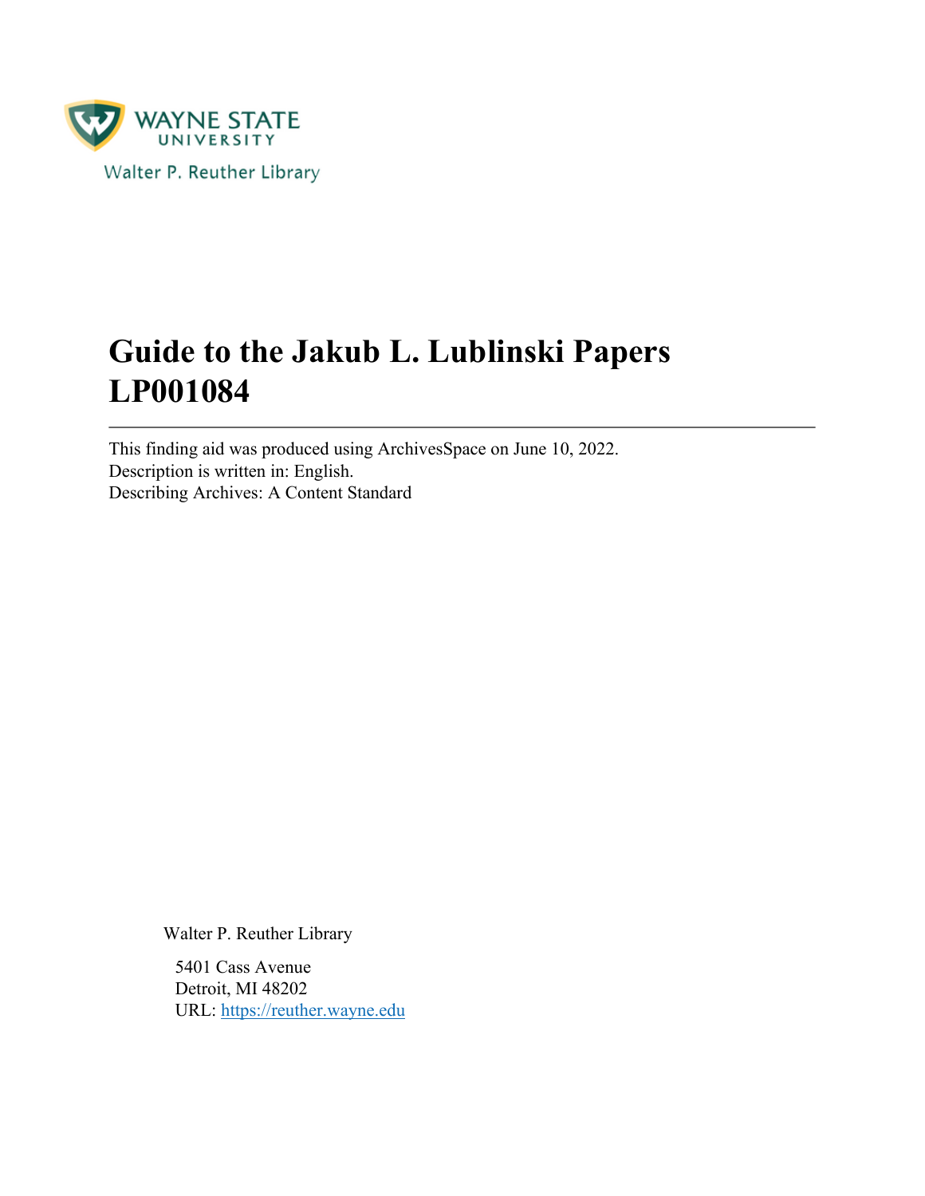WAYNE STATE
UNIVERSITY

Walter P. Reuther Library

# Guide to the Jakub L. Lublinski Papers LP001084

This finding aid was produced using ArchivesSpace on June 10, 2022.
Description is written in: English.
Describing Archives: A Content Standard

Walter P. Reuther Library

5401 Cass Avenue
Detroit, MI 48202
URL: https://reuther.wayne.edu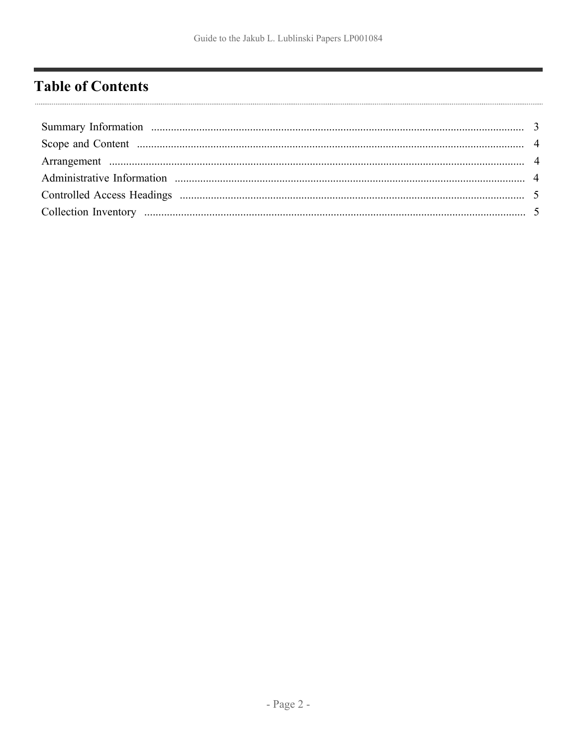# Table of Contents

Summary Information ........................................................................................................................ 3

Scope and Content ........................................................................................................................... 4

Arrangement .................................................................................................................................... 4

Administrative Information ............................................................................................................. 4

Controlled Access Headings ........................................................................................................... 5

Collection Inventory ........................................................................................................................ 5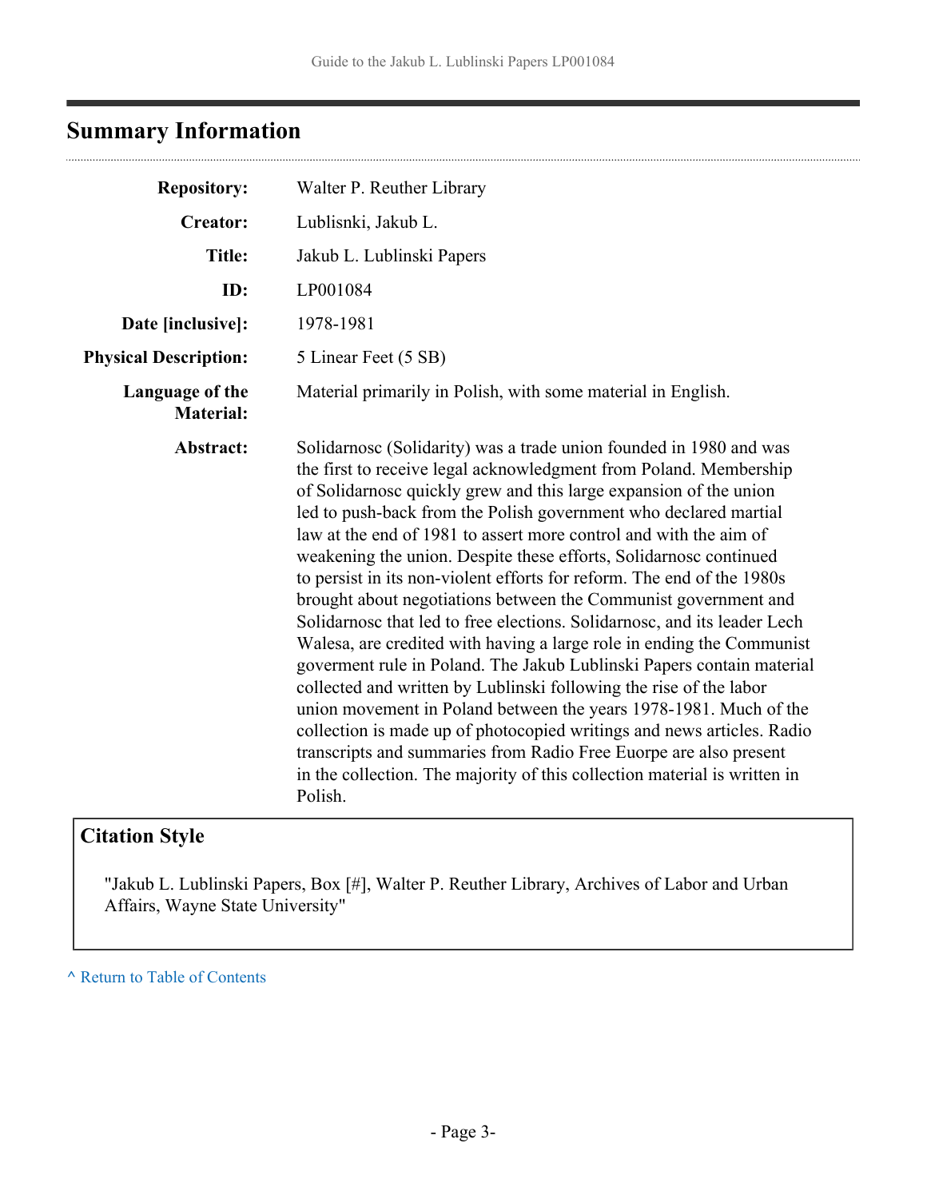## Summary Information

| | |
|---|---|
| **Repository:** | Walter P. Reuther Library |
| **Creator:** | Lublisnki, Jakub L. |
| **Title:** | Jakub L. Lublinski Papers |
| **ID:** | LP001084 |
| **Date [inclusive]:** | 1978-1981 |
| **Physical Description:** | 5 Linear Feet (5 SB) |
| **Language of the Material:** | Material primarily in Polish, with some material in English. |
| **Abstract:** | Solidarnosc (Solidarity) was a trade union founded in 1980 and was the first to receive legal acknowledgment from Poland. Membership of Solidarnosc quickly grew and this large expansion of the union led to push-back from the Polish government who declared martial law at the end of 1981 to assert more control and with the aim of weakening the union. Despite these efforts, Solidarnosc continued to persist in its non-violent efforts for reform. The end of the 1980s brought about negotiations between the Communist government and Solidarnosc that led to free elections. Solidarnosc, and its leader Lech Walesa, are credited with having a large role in ending the Communist goverment rule in Poland. The Jakub Lublinski Papers contain material collected and written by Lublinski following the rise of the labor union movement in Poland between the years 1978-1981. Much of the collection is made up of photocopied writings and news articles. Radio transcripts and summaries from Radio Free Euorpe are also present in the collection. The majority of this collection material is written in Polish. |

### Citation Style

"Jakub L. Lublinski Papers, Box [#], Walter P. Reuther Library, Archives of Labor and Urban Affairs, Wayne State University"

^ Return to Table of Contents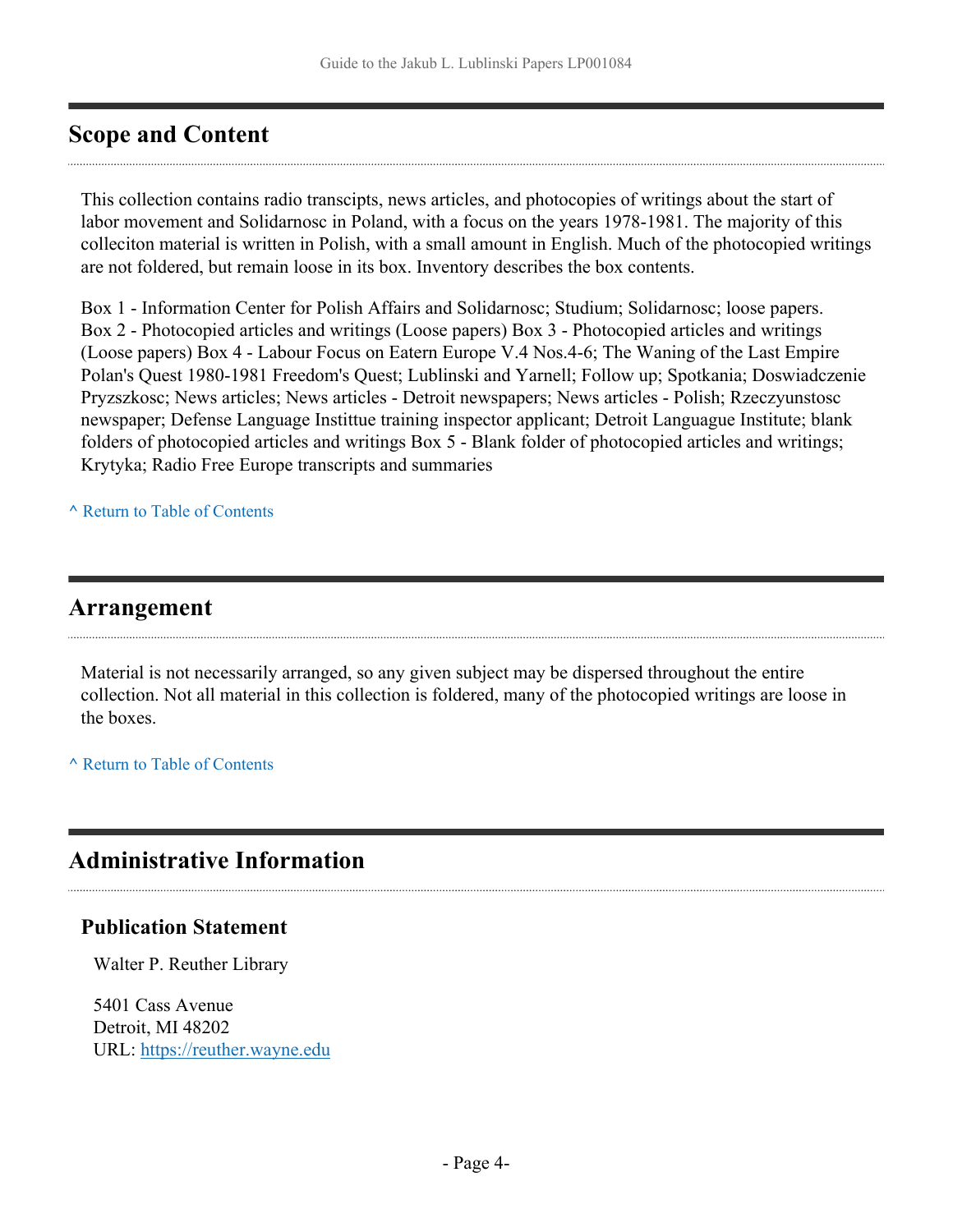## Scope and Content

This collection contains radio transcipts, news articles, and photocopies of writings about the start of labor movement and Solidarnosc in Poland, with a focus on the years 1978-1981. The majority of this colleciton material is written in Polish, with a small amount in English. Much of the photocopied writings are not foldered, but remain loose in its box. Inventory describes the box contents.

Box 1 - Information Center for Polish Affairs and Solidarnosc; Studium; Solidarnosc; loose papers. Box 2 - Photocopied articles and writings (Loose papers) Box 3 - Photocopied articles and writings (Loose papers) Box 4 - Labour Focus on Eatern Europe V.4 Nos.4-6; The Waning of the Last Empire Polan's Quest 1980-1981 Freedom's Quest; Lublinski and Yarnell; Follow up; Spotkania; Doswiadczenie Pryzszkosc; News articles; News articles - Detroit newspapers; News articles - Polish; Rzeczyunstosc newspaper; Defense Language Instittue training inspector applicant; Detroit Languague Institute; blank folders of photocopied articles and writings Box 5 - Blank folder of photocopied articles and writings; Krytyka; Radio Free Europe transcripts and summaries

^ Return to Table of Contents

## Arrangement

Material is not necessarily arranged, so any given subject may be dispersed throughout the entire collection. Not all material in this collection is foldered, many of the photocopied writings are loose in the boxes.

^ Return to Table of Contents

## Administrative Information

### Publication Statement

Walter P. Reuther Library

5401 Cass Avenue
Detroit, MI 48202
URL: https://reuther.wayne.edu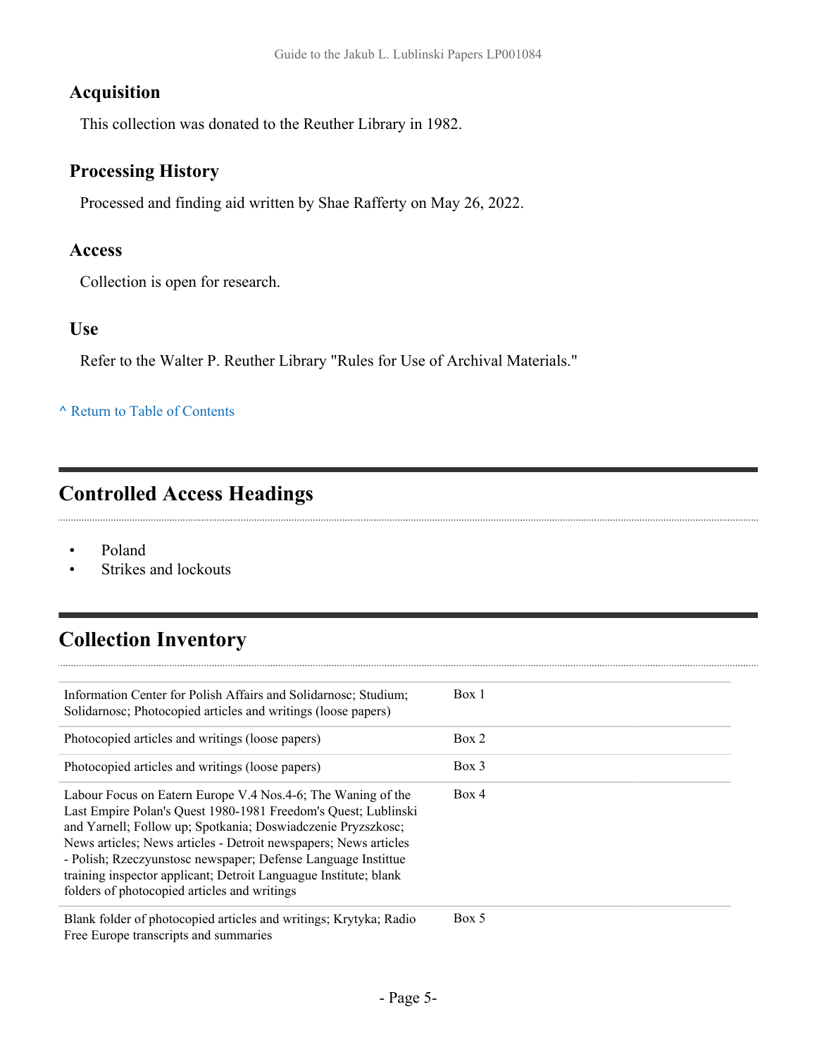### Acquisition

This collection was donated to the Reuther Library in 1982.

### Processing History

Processed and finding aid written by Shae Rafferty on May 26, 2022.

### Access

Collection is open for research.

### Use

Refer to the Walter P. Reuther Library "Rules for Use of Archival Materials."

^ Return to Table of Contents

## Controlled Access Headings

- Poland
- Strikes and lockouts

## Collection Inventory

| | |
|---|---|
| Information Center for Polish Affairs and Solidarnosc; Studium; Solidarnosc; Photocopied articles and writings (loose papers) | Box 1 |
| Photocopied articles and writings (loose papers) | Box 2 |
| Photocopied articles and writings (loose papers) | Box 3 |
| Labour Focus on Eatern Europe V.4 Nos.4-6; The Waning of the Last Empire Polan's Quest 1980-1981 Freedom's Quest; Lublinski and Yarnell; Follow up; Spotkania; Doswiadczenie Pryzszkosc; News articles; News articles - Detroit newspapers; News articles - Polish; Rzeczyunstosc newspaper; Defense Language Instittue training inspector applicant; Detroit Languague Institute; blank folders of photocopied articles and writings | Box 4 |
| Blank folder of photocopied articles and writings; Krytyka; Radio Free Europe transcripts and summaries | Box 5 |